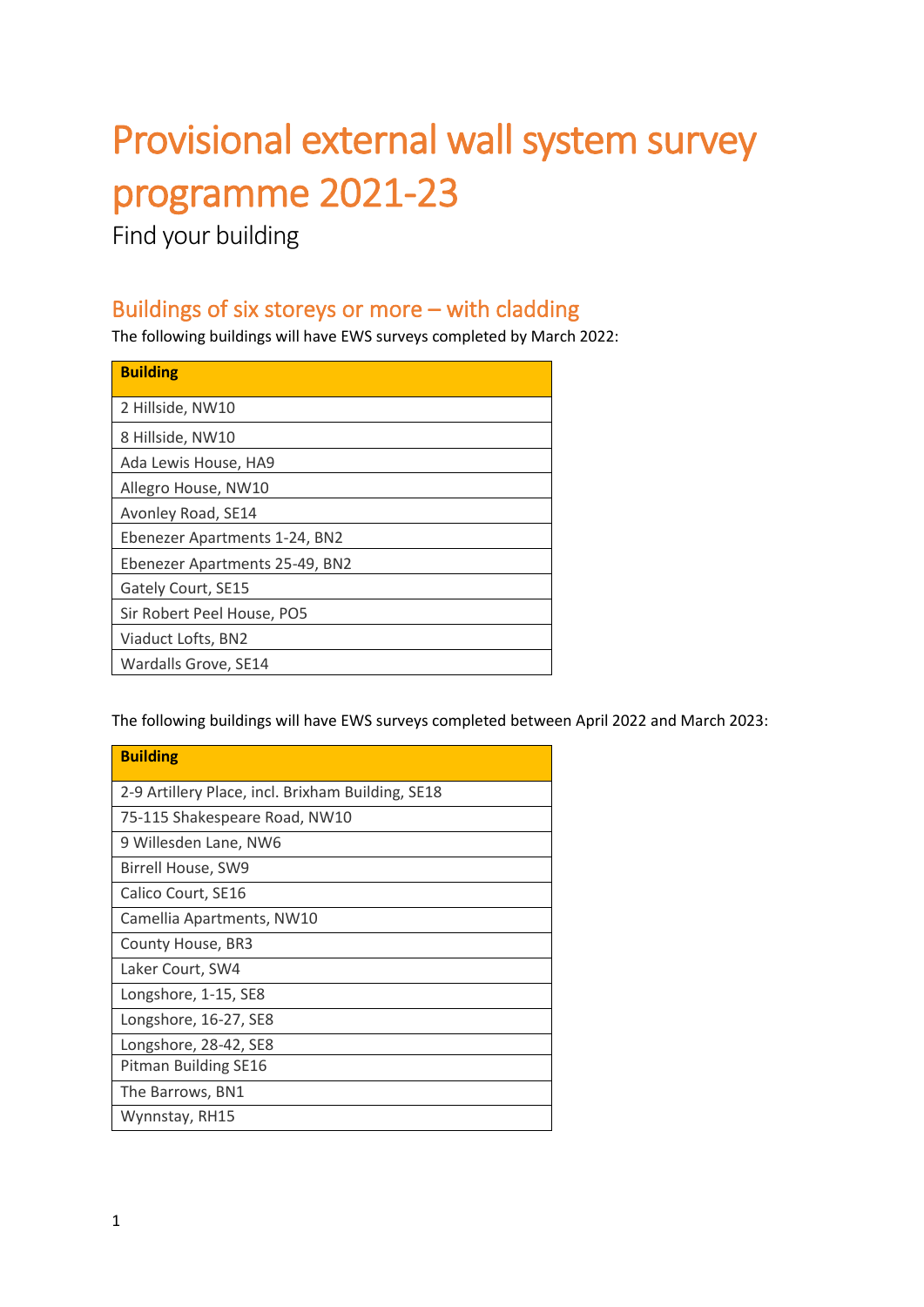# Provisional external wall system survey programme 2021-23

Find your building

## Buildings of six storeys or more – with cladding

The following buildings will have EWS surveys completed by March 2022:

| **Building** |
| --- |
| 2 Hillside, NW10 |
| 8 Hillside, NW10 |
| Ada Lewis House, HA9 |
| Allegro House, NW10 |
| Avonley Road, SE14 |
| Ebenezer Apartments 1-24, BN2 |
| Ebenezer Apartments 25-49, BN2 |
| Gately Court, SE15 |
| Sir Robert Peel House, PO5 |
| Viaduct Lofts, BN2 |
| Wardalls Grove, SE14 |

The following buildings will have EWS surveys completed between April 2022 and March 2023:

| **Building** |
| --- |
| 2-9 Artillery Place, incl. Brixham Building, SE18 |
| 75-115 Shakespeare Road, NW10 |
| 9 Willesden Lane, NW6 |
| Birrell House, SW9 |
| Calico Court, SE16 |
| Camellia Apartments, NW10 |
| County House, BR3 |
| Laker Court, SW4 |
| Longshore, 1-15, SE8 |
| Longshore, 16-27, SE8 |
| Longshore, 28-42, SE8 |
| Pitman Building SE16 |
| The Barrows, BN1 |
| Wynnstay, RH15 |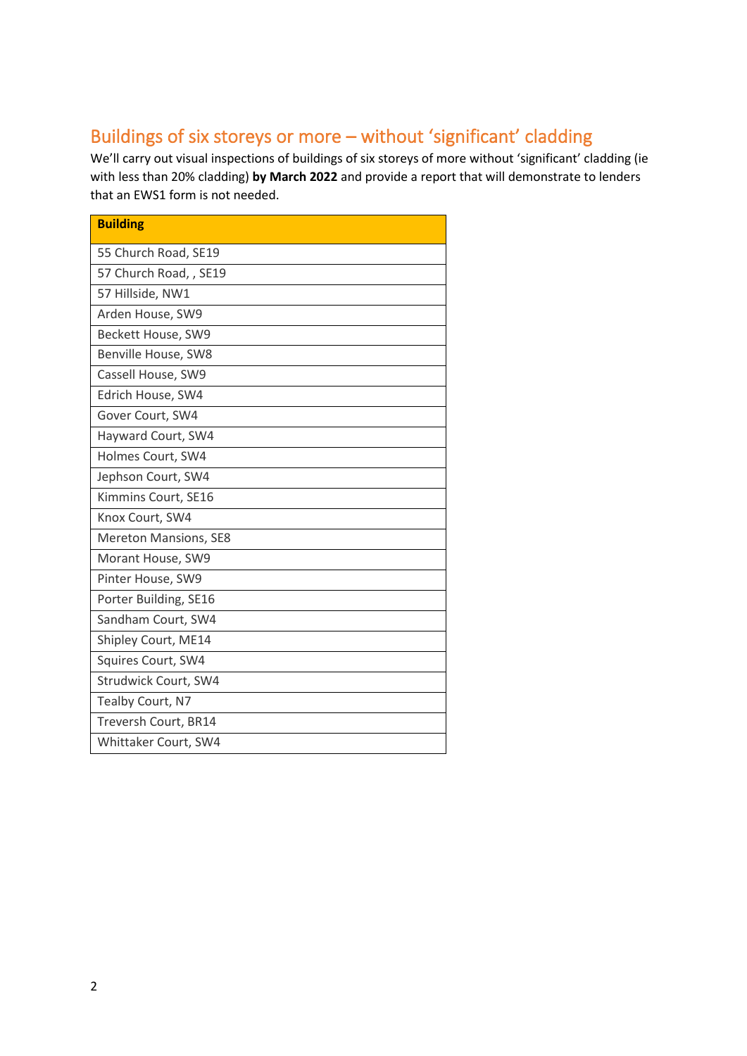## Buildings of six storeys or more – without 'significant' cladding

We'll carry out visual inspections of buildings of six storeys of more without 'significant' cladding (ie with less than 20% cladding) **by March 2022** and provide a report that will demonstrate to lenders that an EWS1 form is not needed.

| Building |
|---|
| 55 Church Road, SE19 |
| 57 Church Road, , SE19 |
| 57 Hillside, NW1 |
| Arden House, SW9 |
| Beckett House, SW9 |
| Benville House, SW8 |
| Cassell House, SW9 |
| Edrich House, SW4 |
| Gover Court, SW4 |
| Hayward Court, SW4 |
| Holmes Court, SW4 |
| Jephson Court, SW4 |
| Kimmins Court, SE16 |
| Knox Court, SW4 |
| Mereton Mansions, SE8 |
| Morant House, SW9 |
| Pinter House, SW9 |
| Porter Building, SE16 |
| Sandham Court, SW4 |
| Shipley Court, ME14 |
| Squires Court, SW4 |
| Strudwick Court, SW4 |
| Tealby Court, N7 |
| Treversh Court, BR14 |
| Whittaker Court, SW4 |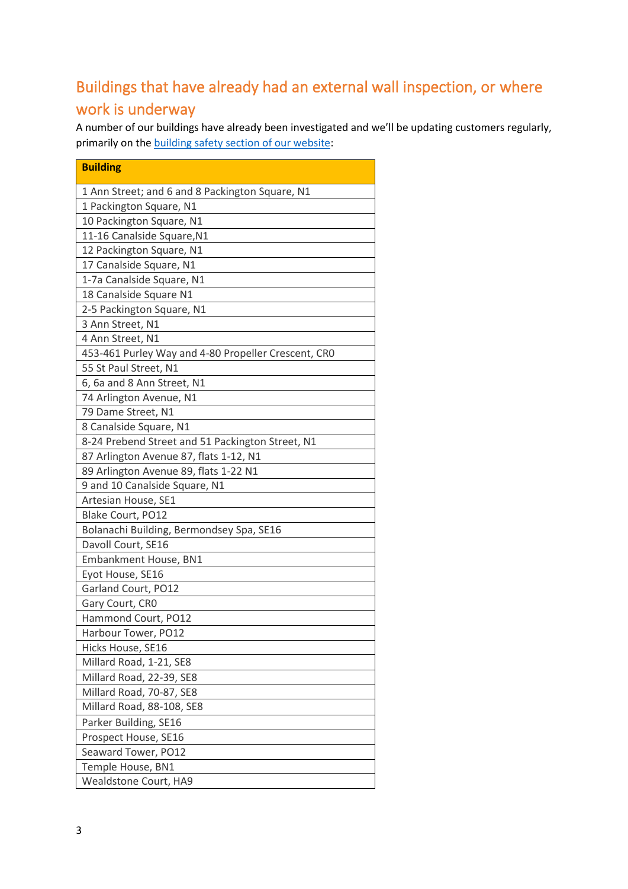## Buildings that have already had an external wall inspection, or where work is underway

A number of our buildings have already been investigated and we'll be updating customers regularly, primarily on the [building safety section of our website](building safety section of our website):

| Building |
|---|
| 1 Ann Street; and 6 and 8 Packington Square, N1 |
| 1 Packington Square, N1 |
| 10 Packington Square, N1 |
| 11-16 Canalside Square,N1 |
| 12 Packington Square, N1 |
| 17 Canalside Square, N1 |
| 1-7a Canalside Square, N1 |
| 18 Canalside Square N1 |
| 2-5 Packington Square, N1 |
| 3 Ann Street, N1 |
| 4 Ann Street, N1 |
| 453-461 Purley Way and 4-80 Propeller Crescent, CR0 |
| 55 St Paul Street, N1 |
| 6, 6a and 8 Ann Street, N1 |
| 74 Arlington Avenue, N1 |
| 79 Dame Street, N1 |
| 8 Canalside Square, N1 |
| 8-24 Prebend Street and 51 Packington Street, N1 |
| 87 Arlington Avenue 87, flats 1-12, N1 |
| 89 Arlington Avenue 89, flats 1-22 N1 |
| 9 and 10 Canalside Square, N1 |
| Artesian House, SE1 |
| Blake Court, PO12 |
| Bolanachi Building, Bermondsey Spa, SE16 |
| Davoll Court, SE16 |
| Embankment House, BN1 |
| Eyot House, SE16 |
| Garland Court, PO12 |
| Gary Court, CR0 |
| Hammond Court, PO12 |
| Harbour Tower, PO12 |
| Hicks House, SE16 |
| Millard Road, 1-21, SE8 |
| Millard Road, 22-39, SE8 |
| Millard Road, 70-87, SE8 |
| Millard Road, 88-108, SE8 |
| Parker Building, SE16 |
| Prospect House, SE16 |
| Seaward Tower, PO12 |
| Temple House, BN1 |
| Wealdstone Court, HA9 |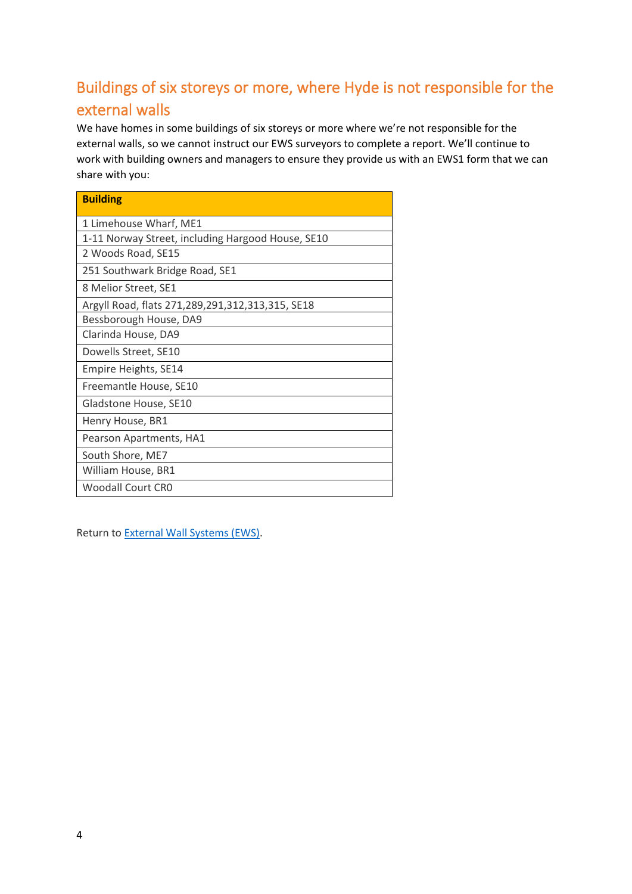## Buildings of six storeys or more, where Hyde is not responsible for the external walls

We have homes in some buildings of six storeys or more where we're not responsible for the external walls, so we cannot instruct our EWS surveyors to complete a report. We'll continue to work with building owners and managers to ensure they provide us with an EWS1 form that we can share with you:

| Building |
|---|
| 1 Limehouse Wharf, ME1 |
| 1-11 Norway Street, including Hargood House, SE10 |
| 2 Woods Road, SE15 |
| 251 Southwark Bridge Road, SE1 |
| 8 Melior Street, SE1 |
| Argyll Road, flats 271,289,291,312,313,315, SE18 |
| Bessborough House, DA9 |
| Clarinda House, DA9 |
| Dowells Street, SE10 |
| Empire Heights, SE14 |
| Freemantle House, SE10 |
| Gladstone House, SE10 |
| Henry House, BR1 |
| Pearson Apartments, HA1 |
| South Shore, ME7 |
| William House, BR1 |
| Woodall Court CR0 |

Return to External Wall Systems (EWS).